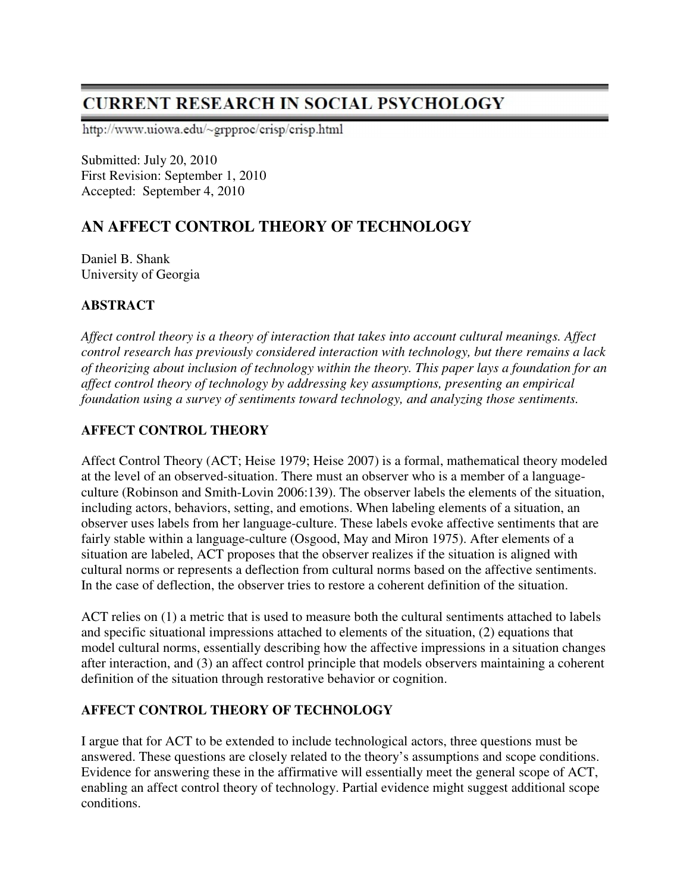# CURRENT RESEARCH IN SOCIAL PSYCHOLOGY

http://www.uiowa.edu/~grpproc/crisp/crisp.html

Submitted: July 20, 2010
First Revision: September 1, 2010
Accepted: September 4, 2010

## AN AFFECT CONTROL THEORY OF TECHNOLOGY

Daniel B. Shank
University of Georgia

### ABSTRACT

*Affect control theory is a theory of interaction that takes into account cultural meanings. Affect control research has previously considered interaction with technology, but there remains a lack of theorizing about inclusion of technology within the theory. This paper lays a foundation for an affect control theory of technology by addressing key assumptions, presenting an empirical foundation using a survey of sentiments toward technology, and analyzing those sentiments.*

### AFFECT CONTROL THEORY

Affect Control Theory (ACT; Heise 1979; Heise 2007) is a formal, mathematical theory modeled at the level of an observed-situation. There must an observer who is a member of a language-culture (Robinson and Smith-Lovin 2006:139). The observer labels the elements of the situation, including actors, behaviors, setting, and emotions. When labeling elements of a situation, an observer uses labels from her language-culture. These labels evoke affective sentiments that are fairly stable within a language-culture (Osgood, May and Miron 1975). After elements of a situation are labeled, ACT proposes that the observer realizes if the situation is aligned with cultural norms or represents a deflection from cultural norms based on the affective sentiments. In the case of deflection, the observer tries to restore a coherent definition of the situation.

ACT relies on (1) a metric that is used to measure both the cultural sentiments attached to labels and specific situational impressions attached to elements of the situation, (2) equations that model cultural norms, essentially describing how the affective impressions in a situation changes after interaction, and (3) an affect control principle that models observers maintaining a coherent definition of the situation through restorative behavior or cognition.

### AFFECT CONTROL THEORY OF TECHNOLOGY

I argue that for ACT to be extended to include technological actors, three questions must be answered. These questions are closely related to the theory's assumptions and scope conditions. Evidence for answering these in the affirmative will essentially meet the general scope of ACT, enabling an affect control theory of technology. Partial evidence might suggest additional scope conditions.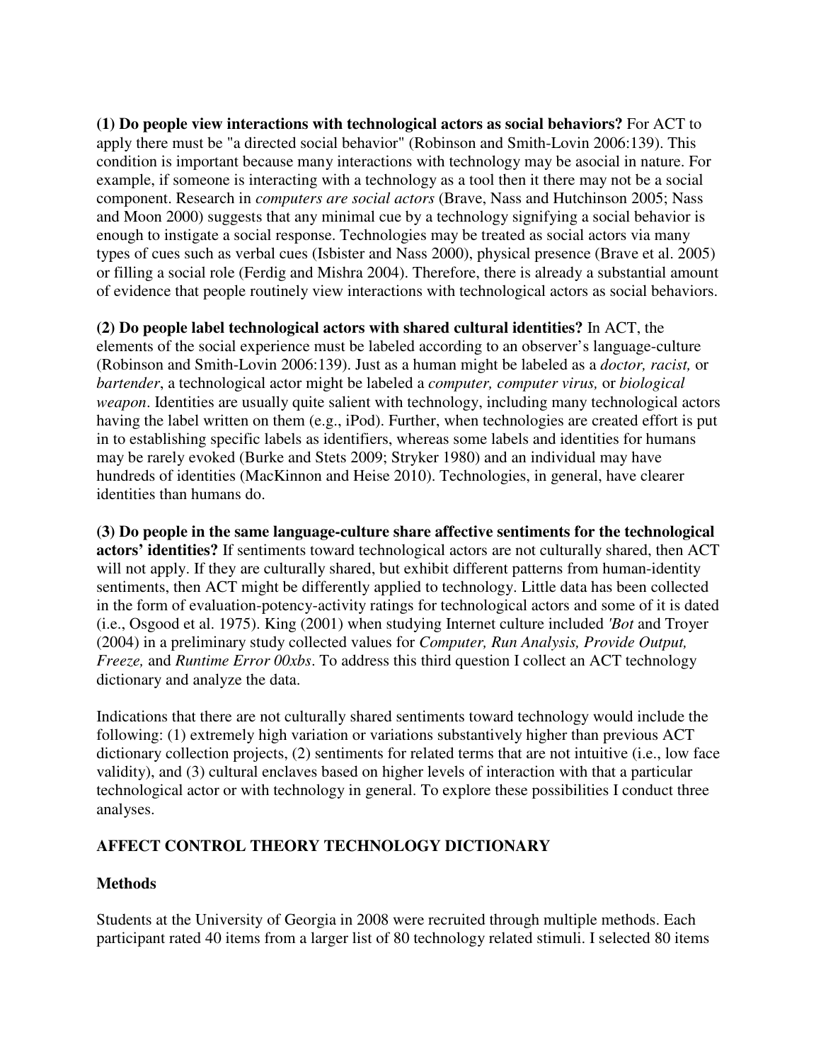**(1) Do people view interactions with technological actors as social behaviors?** For ACT to apply there must be "a directed social behavior" (Robinson and Smith-Lovin 2006:139). This condition is important because many interactions with technology may be asocial in nature. For example, if someone is interacting with a technology as a tool then it there may not be a social component. Research in *computers are social actors* (Brave, Nass and Hutchinson 2005; Nass and Moon 2000) suggests that any minimal cue by a technology signifying a social behavior is enough to instigate a social response. Technologies may be treated as social actors via many types of cues such as verbal cues (Isbister and Nass 2000), physical presence (Brave et al. 2005) or filling a social role (Ferdig and Mishra 2004). Therefore, there is already a substantial amount of evidence that people routinely view interactions with technological actors as social behaviors.

**(2) Do people label technological actors with shared cultural identities?** In ACT, the elements of the social experience must be labeled according to an observer's language-culture (Robinson and Smith-Lovin 2006:139). Just as a human might be labeled as a *doctor, racist,* or *bartender*, a technological actor might be labeled a *computer, computer virus,* or *biological weapon*. Identities are usually quite salient with technology, including many technological actors having the label written on them (e.g., iPod). Further, when technologies are created effort is put in to establishing specific labels as identifiers, whereas some labels and identities for humans may be rarely evoked (Burke and Stets 2009; Stryker 1980) and an individual may have hundreds of identities (MacKinnon and Heise 2010). Technologies, in general, have clearer identities than humans do.

**(3) Do people in the same language-culture share affective sentiments for the technological actors' identities?** If sentiments toward technological actors are not culturally shared, then ACT will not apply. If they are culturally shared, but exhibit different patterns from human-identity sentiments, then ACT might be differently applied to technology. Little data has been collected in the form of evaluation-potency-activity ratings for technological actors and some of it is dated (i.e., Osgood et al. 1975). King (2001) when studying Internet culture included *'Bot* and Troyer (2004) in a preliminary study collected values for *Computer, Run Analysis, Provide Output, Freeze,* and *Runtime Error 00xbs*. To address this third question I collect an ACT technology dictionary and analyze the data.

Indications that there are not culturally shared sentiments toward technology would include the following: (1) extremely high variation or variations substantively higher than previous ACT dictionary collection projects, (2) sentiments for related terms that are not intuitive (i.e., low face validity), and (3) cultural enclaves based on higher levels of interaction with that a particular technological actor or with technology in general. To explore these possibilities I conduct three analyses.

## AFFECT CONTROL THEORY TECHNOLOGY DICTIONARY

### Methods

Students at the University of Georgia in 2008 were recruited through multiple methods. Each participant rated 40 items from a larger list of 80 technology related stimuli. I selected 80 items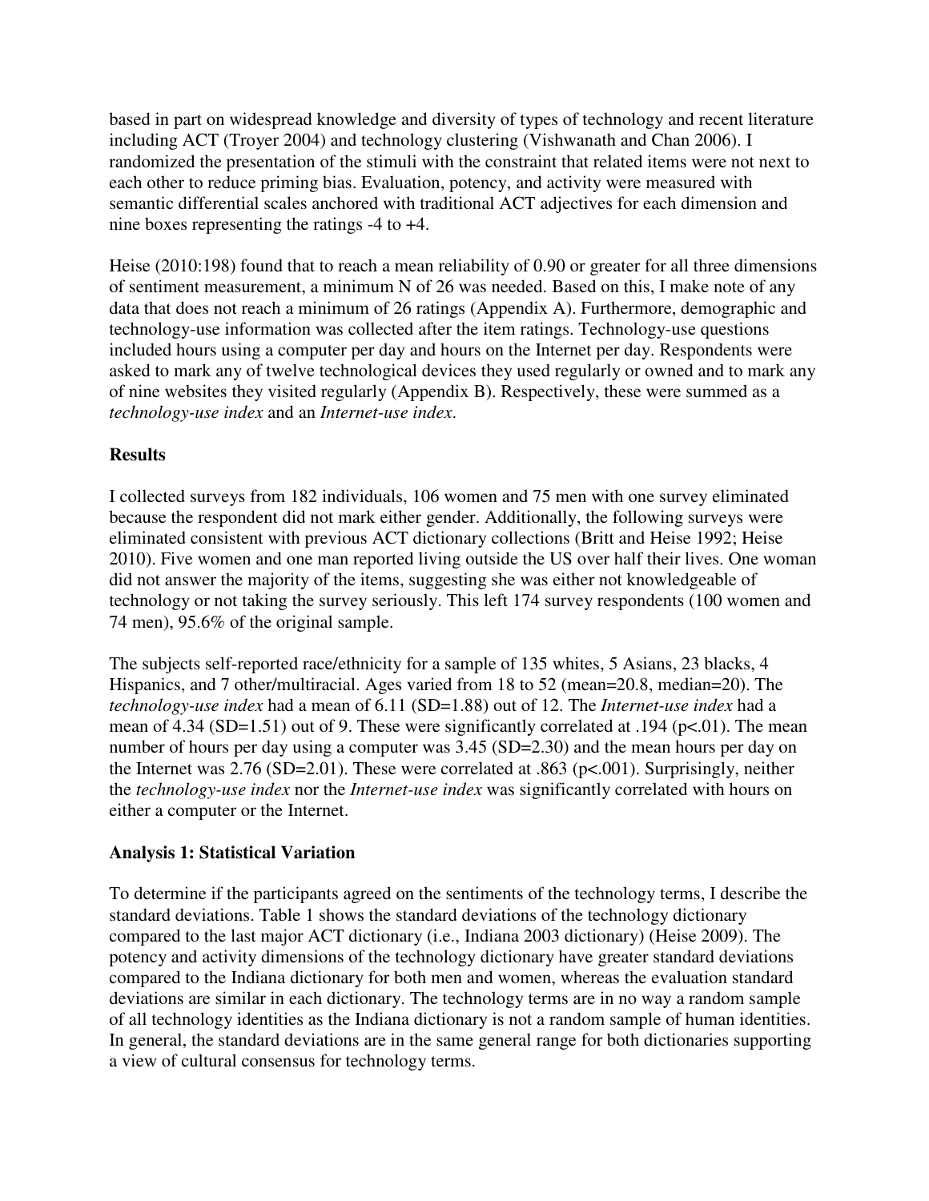based in part on widespread knowledge and diversity of types of technology and recent literature including ACT (Troyer 2004) and technology clustering (Vishwanath and Chan 2006). I randomized the presentation of the stimuli with the constraint that related items were not next to each other to reduce priming bias. Evaluation, potency, and activity were measured with semantic differential scales anchored with traditional ACT adjectives for each dimension and nine boxes representing the ratings -4 to +4.

Heise (2010:198) found that to reach a mean reliability of 0.90 or greater for all three dimensions of sentiment measurement, a minimum N of 26 was needed. Based on this, I make note of any data that does not reach a minimum of 26 ratings (Appendix A). Furthermore, demographic and technology-use information was collected after the item ratings. Technology-use questions included hours using a computer per day and hours on the Internet per day. Respondents were asked to mark any of twelve technological devices they used regularly or owned and to mark any of nine websites they visited regularly (Appendix B). Respectively, these were summed as a *technology-use index* and an *Internet-use index*.

### Results

I collected surveys from 182 individuals, 106 women and 75 men with one survey eliminated because the respondent did not mark either gender. Additionally, the following surveys were eliminated consistent with previous ACT dictionary collections (Britt and Heise 1992; Heise 2010). Five women and one man reported living outside the US over half their lives. One woman did not answer the majority of the items, suggesting she was either not knowledgeable of technology or not taking the survey seriously. This left 174 survey respondents (100 women and 74 men), 95.6% of the original sample.

The subjects self-reported race/ethnicity for a sample of 135 whites, 5 Asians, 23 blacks, 4 Hispanics, and 7 other/multiracial. Ages varied from 18 to 52 (mean=20.8, median=20). The *technology-use index* had a mean of 6.11 (SD=1.88) out of 12. The *Internet-use index* had a mean of 4.34 (SD=1.51) out of 9. These were significantly correlated at .194 ($p<.01$). The mean number of hours per day using a computer was 3.45 (SD=2.30) and the mean hours per day on the Internet was 2.76 (SD=2.01). These were correlated at .863 ($p<.001$). Surprisingly, neither the *technology-use index* nor the *Internet-use index* was significantly correlated with hours on either a computer or the Internet.

### Analysis 1: Statistical Variation

To determine if the participants agreed on the sentiments of the technology terms, I describe the standard deviations. Table 1 shows the standard deviations of the technology dictionary compared to the last major ACT dictionary (i.e., Indiana 2003 dictionary) (Heise 2009). The potency and activity dimensions of the technology dictionary have greater standard deviations compared to the Indiana dictionary for both men and women, whereas the evaluation standard deviations are similar in each dictionary. The technology terms are in no way a random sample of all technology identities as the Indiana dictionary is not a random sample of human identities. In general, the standard deviations are in the same general range for both dictionaries supporting a view of cultural consensus for technology terms.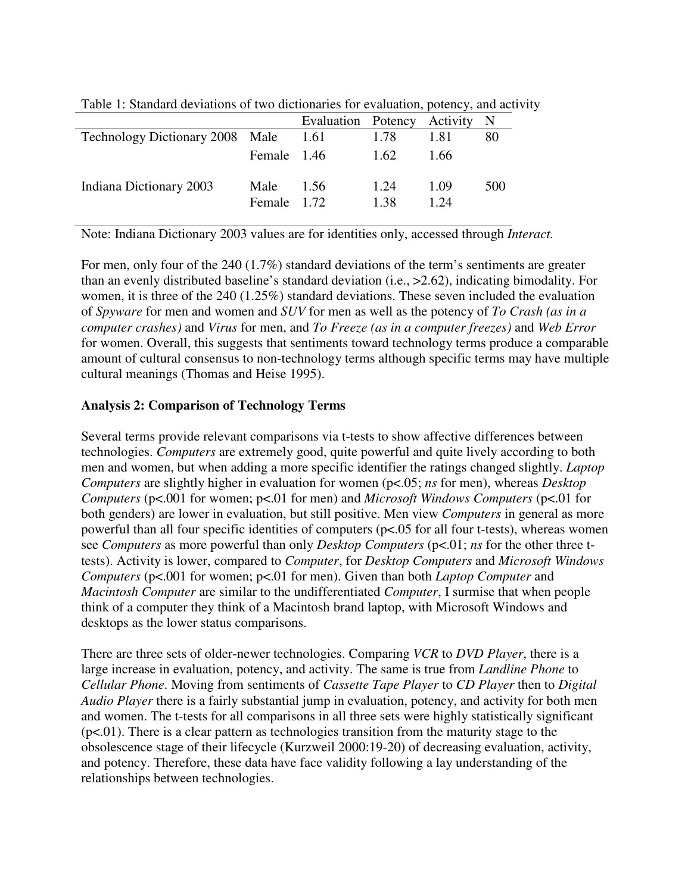Table 1: Standard deviations of two dictionaries for evaluation, potency, and activity

| | | Evaluation | Potency | Activity | N |
|---|---|---|---|---|---|
| Technology Dictionary 2008 | Male | 1.61 | 1.78 | 1.81 | 80 |
| | Female | 1.46 | 1.62 | 1.66 | |
| Indiana Dictionary 2003 | Male | 1.56 | 1.24 | 1.09 | 500 |
| | Female | 1.72 | 1.38 | 1.24 | |

Note: Indiana Dictionary 2003 values are for identities only, accessed through *Interact.*

For men, only four of the 240 (1.7%) standard deviations of the term's sentiments are greater than an evenly distributed baseline's standard deviation (i.e., >2.62), indicating bimodality. For women, it is three of the 240 (1.25%) standard deviations. These seven included the evaluation of *Spyware* for men and women and *SUV* for men as well as the potency of *To Crash (as in a computer crashes)* and *Virus* for men, and *To Freeze (as in a computer freezes)* and *Web Error* for women. Overall, this suggests that sentiments toward technology terms produce a comparable amount of cultural consensus to non-technology terms although specific terms may have multiple cultural meanings (Thomas and Heise 1995).

**Analysis 2: Comparison of Technology Terms**

Several terms provide relevant comparisons via t-tests to show affective differences between technologies. *Computers* are extremely good, quite powerful and quite lively according to both men and women, but when adding a more specific identifier the ratings changed slightly. *Laptop Computers* are slightly higher in evaluation for women ($p<.05$; *ns* for men), whereas *Desktop Computers* ($p<.001$ for women; $p<.01$ for men) and *Microsoft Windows Computers* ($p<.01$ for both genders) are lower in evaluation, but still positive. Men view *Computers* in general as more powerful than all four specific identities of computers ($p<.05$ for all four t-tests), whereas women see *Computers* as more powerful than only *Desktop Computers* ($p<.01$; *ns* for the other three t-tests). Activity is lower, compared to *Computer*, for *Desktop Computers* and *Microsoft Windows Computers* ($p<.001$ for women; $p<.01$ for men). Given than both *Laptop Computer* and *Macintosh Computer* are similar to the undifferentiated *Computer*, I surmise that when people think of a computer they think of a Macintosh brand laptop, with Microsoft Windows and desktops as the lower status comparisons.

There are three sets of older-newer technologies. Comparing *VCR* to *DVD Player*, there is a large increase in evaluation, potency, and activity. The same is true from *Landline Phone* to *Cellular Phone*. Moving from sentiments of *Cassette Tape Player* to *CD Player* then to *Digital Audio Player* there is a fairly substantial jump in evaluation, potency, and activity for both men and women. The t-tests for all comparisons in all three sets were highly statistically significant ($p<.01$). There is a clear pattern as technologies transition from the maturity stage to the obsolescence stage of their lifecycle (Kurzweil 2000:19-20) of decreasing evaluation, activity, and potency. Therefore, these data have face validity following a lay understanding of the relationships between technologies.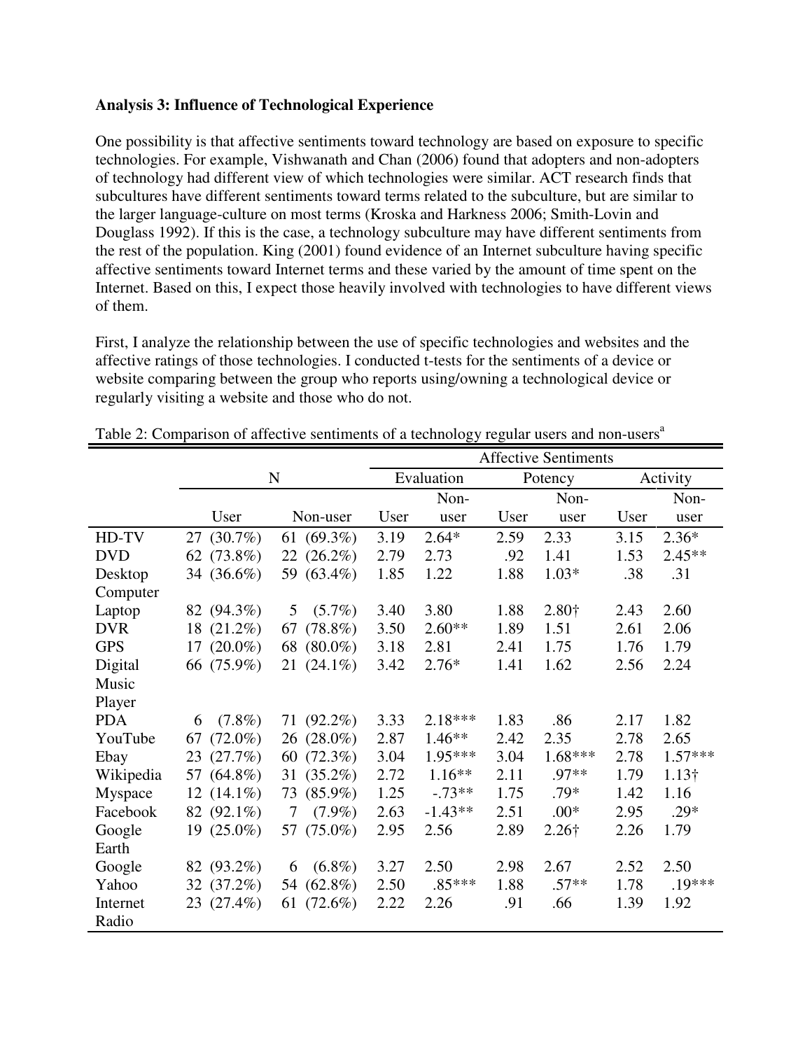**Analysis 3: Influence of Technological Experience**

One possibility is that affective sentiments toward technology are based on exposure to specific technologies. For example, Vishwanath and Chan (2006) found that adopters and non-adopters of technology had different view of which technologies were similar. ACT research finds that subcultures have different sentiments toward terms related to the subculture, but are similar to the larger language-culture on most terms (Kroska and Harkness 2006; Smith-Lovin and Douglass 1992). If this is the case, a technology subculture may have different sentiments from the rest of the population. King (2001) found evidence of an Internet subculture having specific affective sentiments toward Internet terms and these varied by the amount of time spent on the Internet. Based on this, I expect those heavily involved with technologies to have different views of them.

First, I analyze the relationship between the use of specific technologies and websites and the affective ratings of those technologies. I conducted t-tests for the sentiments of a device or website comparing between the group who reports using/owning a technological device or regularly visiting a website and those who do not.

Table 2: Comparison of affective sentiments of a technology regular users and non-users[a]

| | N | | Affective Sentiments | | | | | |
|---|---|---|---|---|---|---|---|---|
| | | | Evaluation | | Potency | | Activity | |
| | User | Non-user | User | Non-user | User | Non-user | User | Non-user |
| HD-TV | 27 (30.7%) | 61 (69.3%) | 3.19 | 2.64* | 2.59 | 2.33 | 3.15 | 2.36* |
| DVD | 62 (73.8%) | 22 (26.2%) | 2.79 | 2.73 | .92 | 1.41 | 1.53 | 2.45** |
| Desktop Computer | 34 (36.6%) | 59 (63.4%) | 1.85 | 1.22 | 1.88 | 1.03* | .38 | .31 |
| Laptop | 82 (94.3%) | 5 (5.7%) | 3.40 | 3.80 | 1.88 | 2.80† | 2.43 | 2.60 |
| DVR | 18 (21.2%) | 67 (78.8%) | 3.50 | 2.60** | 1.89 | 1.51 | 2.61 | 2.06 |
| GPS | 17 (20.0%) | 68 (80.0%) | 3.18 | 2.81 | 2.41 | 1.75 | 1.76 | 1.79 |
| Digital Music Player | 66 (75.9%) | 21 (24.1%) | 3.42 | 2.76* | 1.41 | 1.62 | 2.56 | 2.24 |
| PDA | 6 (7.8%) | 71 (92.2%) | 3.33 | 2.18*** | 1.83 | .86 | 2.17 | 1.82 |
| YouTube | 67 (72.0%) | 26 (28.0%) | 2.87 | 1.46** | 2.42 | 2.35 | 2.78 | 2.65 |
| Ebay | 23 (27.7%) | 60 (72.3%) | 3.04 | 1.95*** | 3.04 | 1.68*** | 2.78 | 1.57*** |
| Wikipedia | 57 (64.8%) | 31 (35.2%) | 2.72 | 1.16** | 2.11 | .97** | 1.79 | 1.13† |
| Myspace | 12 (14.1%) | 73 (85.9%) | 1.25 | -.73** | 1.75 | .79* | 1.42 | 1.16 |
| Facebook | 82 (92.1%) | 7 (7.9%) | 2.63 | -1.43** | 2.51 | .00* | 2.95 | .29* |
| Google Earth | 19 (25.0%) | 57 (75.0%) | 2.95 | 2.56 | 2.89 | 2.26† | 2.26 | 1.79 |
| Google | 82 (93.2%) | 6 (6.8%) | 3.27 | 2.50 | 2.98 | 2.67 | 2.52 | 2.50 |
| Yahoo | 32 (37.2%) | 54 (62.8%) | 2.50 | .85*** | 1.88 | .57** | 1.78 | .19*** |
| Internet Radio | 23 (27.4%) | 61 (72.6%) | 2.22 | 2.26 | .91 | .66 | 1.39 | 1.92 |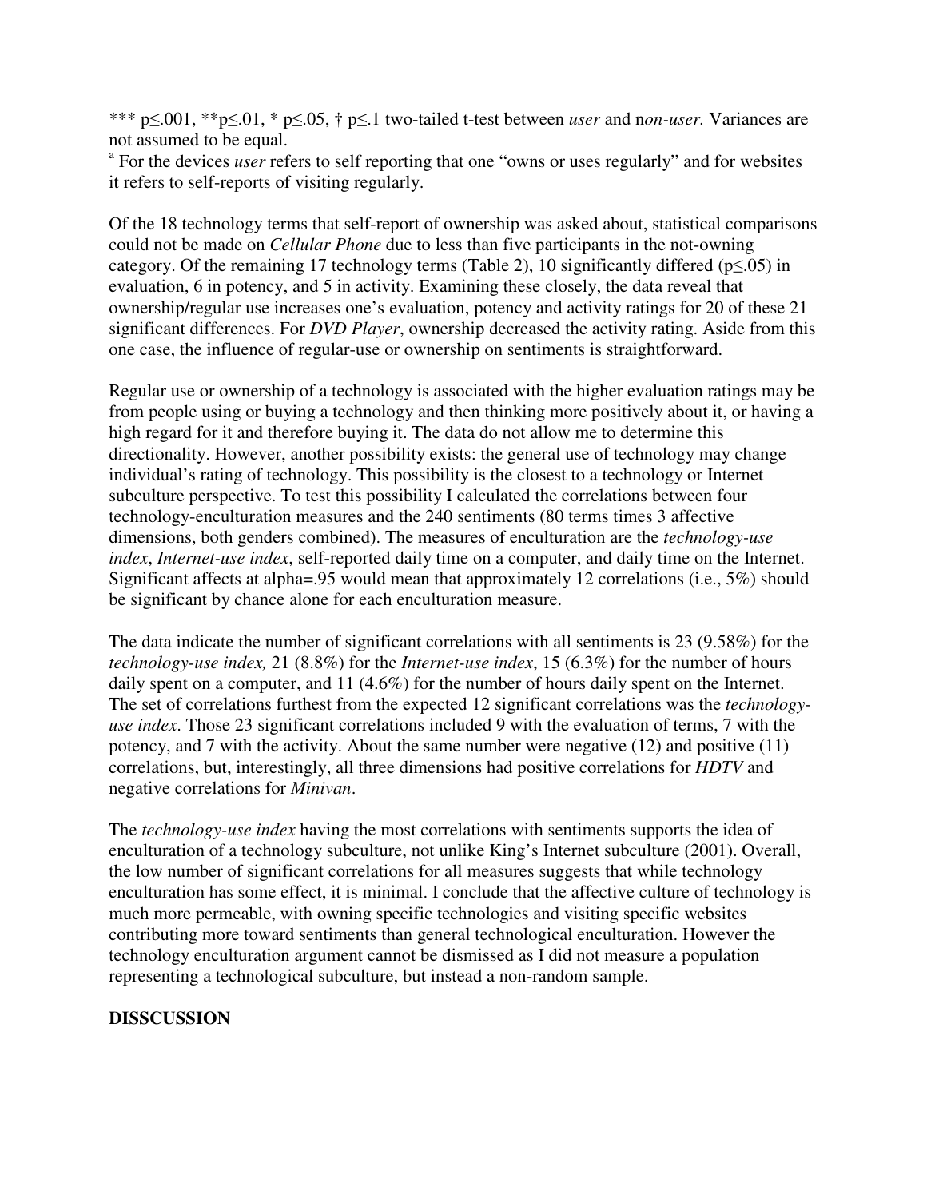*** p≤.001, **p≤.01, * p≤.05, † p≤.1 two-tailed t-test between *user* and n*on-user.* Variances are not assumed to be equal.

[a] For the devices *user* refers to self reporting that one "owns or uses regularly" and for websites it refers to self-reports of visiting regularly.

Of the 18 technology terms that self-report of ownership was asked about, statistical comparisons could not be made on *Cellular Phone* due to less than five participants in the not-owning category. Of the remaining 17 technology terms (Table 2), 10 significantly differed (p≤.05) in evaluation, 6 in potency, and 5 in activity. Examining these closely, the data reveal that ownership/regular use increases one's evaluation, potency and activity ratings for 20 of these 21 significant differences. For *DVD Player*, ownership decreased the activity rating. Aside from this one case, the influence of regular-use or ownership on sentiments is straightforward.

Regular use or ownership of a technology is associated with the higher evaluation ratings may be from people using or buying a technology and then thinking more positively about it, or having a high regard for it and therefore buying it. The data do not allow me to determine this directionality. However, another possibility exists: the general use of technology may change individual's rating of technology. This possibility is the closest to a technology or Internet subculture perspective. To test this possibility I calculated the correlations between four technology-enculturation measures and the 240 sentiments (80 terms times 3 affective dimensions, both genders combined). The measures of enculturation are the *technology-use index*, *Internet-use index*, self-reported daily time on a computer, and daily time on the Internet. Significant affects at alpha=.95 would mean that approximately 12 correlations (i.e., 5%) should be significant by chance alone for each enculturation measure.

The data indicate the number of significant correlations with all sentiments is 23 (9.58%) for the *technology-use index,* 21 (8.8%) for the *Internet-use index*, 15 (6.3%) for the number of hours daily spent on a computer, and 11 (4.6%) for the number of hours daily spent on the Internet. The set of correlations furthest from the expected 12 significant correlations was the *technology-use index*. Those 23 significant correlations included 9 with the evaluation of terms, 7 with the potency, and 7 with the activity. About the same number were negative (12) and positive (11) correlations, but, interestingly, all three dimensions had positive correlations for *HDTV* and negative correlations for *Minivan*.

The *technology-use index* having the most correlations with sentiments supports the idea of enculturation of a technology subculture, not unlike King's Internet subculture (2001). Overall, the low number of significant correlations for all measures suggests that while technology enculturation has some effect, it is minimal. I conclude that the affective culture of technology is much more permeable, with owning specific technologies and visiting specific websites contributing more toward sentiments than general technological enculturation. However the technology enculturation argument cannot be dismissed as I did not measure a population representing a technological subculture, but instead a non-random sample.

## DISSCUSSION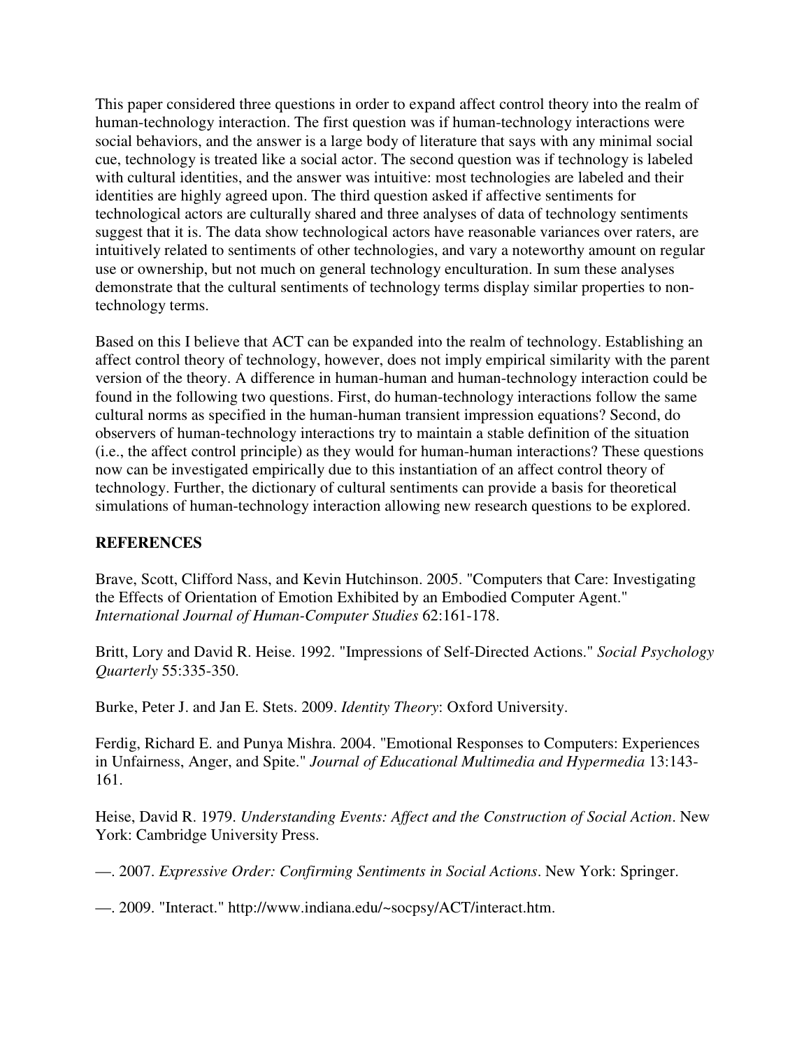This paper considered three questions in order to expand affect control theory into the realm of human-technology interaction. The first question was if human-technology interactions were social behaviors, and the answer is a large body of literature that says with any minimal social cue, technology is treated like a social actor. The second question was if technology is labeled with cultural identities, and the answer was intuitive: most technologies are labeled and their identities are highly agreed upon. The third question asked if affective sentiments for technological actors are culturally shared and three analyses of data of technology sentiments suggest that it is. The data show technological actors have reasonable variances over raters, are intuitively related to sentiments of other technologies, and vary a noteworthy amount on regular use or ownership, but not much on general technology enculturation. In sum these analyses demonstrate that the cultural sentiments of technology terms display similar properties to non-technology terms.

Based on this I believe that ACT can be expanded into the realm of technology. Establishing an affect control theory of technology, however, does not imply empirical similarity with the parent version of the theory. A difference in human-human and human-technology interaction could be found in the following two questions. First, do human-technology interactions follow the same cultural norms as specified in the human-human transient impression equations? Second, do observers of human-technology interactions try to maintain a stable definition of the situation (i.e., the affect control principle) as they would for human-human interactions? These questions now can be investigated empirically due to this instantiation of an affect control theory of technology. Further, the dictionary of cultural sentiments can provide a basis for theoretical simulations of human-technology interaction allowing new research questions to be explored.

## REFERENCES

Brave, Scott, Clifford Nass, and Kevin Hutchinson. 2005. "Computers that Care: Investigating the Effects of Orientation of Emotion Exhibited by an Embodied Computer Agent." *International Journal of Human-Computer Studies* 62:161-178.

Britt, Lory and David R. Heise. 1992. "Impressions of Self-Directed Actions." *Social Psychology Quarterly* 55:335-350.

Burke, Peter J. and Jan E. Stets. 2009. *Identity Theory*: Oxford University.

Ferdig, Richard E. and Punya Mishra. 2004. "Emotional Responses to Computers: Experiences in Unfairness, Anger, and Spite." *Journal of Educational Multimedia and Hypermedia* 13:143-161.

Heise, David R. 1979. *Understanding Events: Affect and the Construction of Social Action*. New York: Cambridge University Press.

—. 2007. *Expressive Order: Confirming Sentiments in Social Actions*. New York: Springer.

—. 2009. "Interact." http://www.indiana.edu/~socpsy/ACT/interact.htm.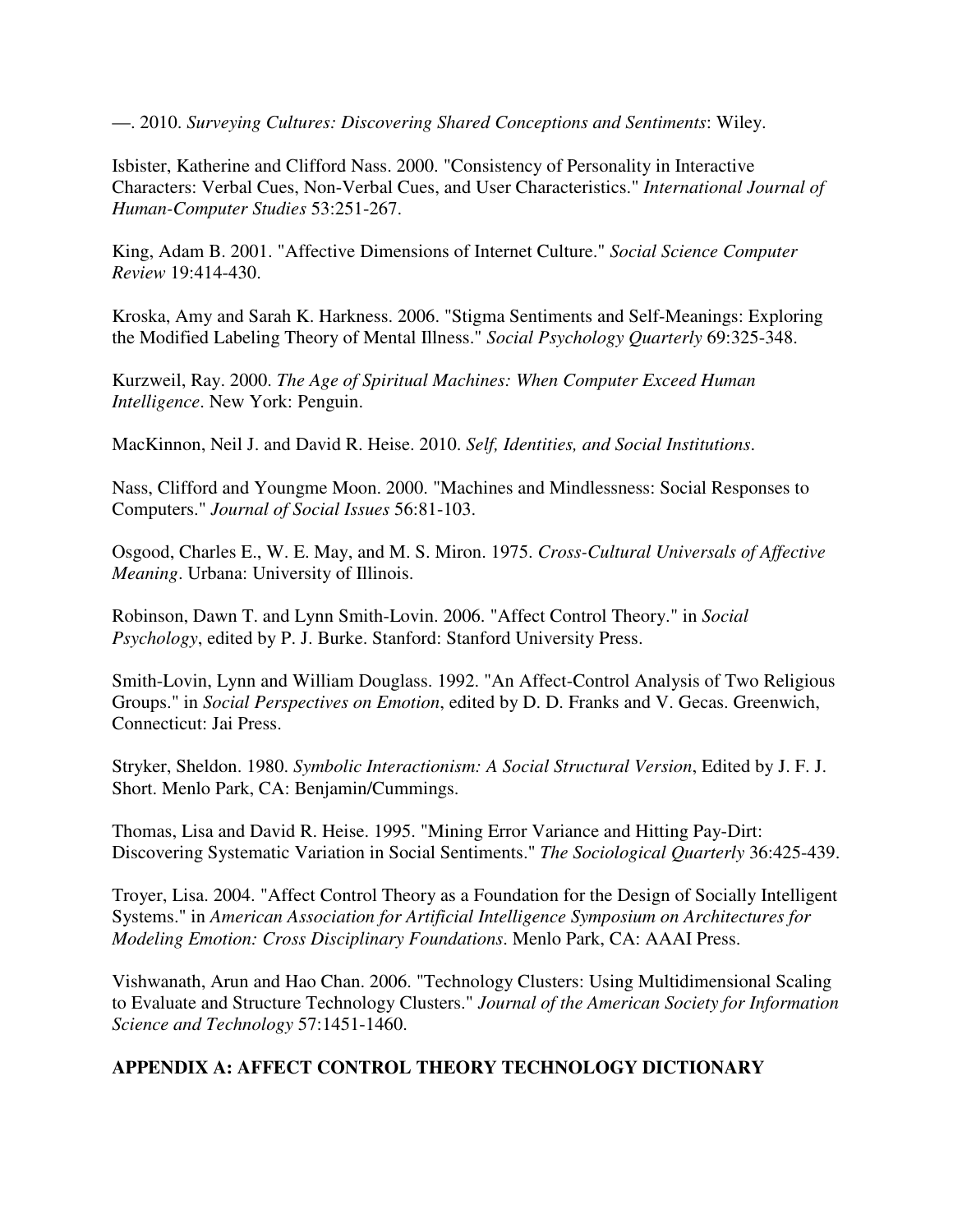—. 2010. *Surveying Cultures: Discovering Shared Conceptions and Sentiments*: Wiley.

Isbister, Katherine and Clifford Nass. 2000. "Consistency of Personality in Interactive Characters: Verbal Cues, Non-Verbal Cues, and User Characteristics." *International Journal of Human-Computer Studies* 53:251-267.

King, Adam B. 2001. "Affective Dimensions of Internet Culture." *Social Science Computer Review* 19:414-430.

Kroska, Amy and Sarah K. Harkness. 2006. "Stigma Sentiments and Self-Meanings: Exploring the Modified Labeling Theory of Mental Illness." *Social Psychology Quarterly* 69:325-348.

Kurzweil, Ray. 2000. *The Age of Spiritual Machines: When Computer Exceed Human Intelligence*. New York: Penguin.

MacKinnon, Neil J. and David R. Heise. 2010. *Self, Identities, and Social Institutions*.

Nass, Clifford and Youngme Moon. 2000. "Machines and Mindlessness: Social Responses to Computers." *Journal of Social Issues* 56:81-103.

Osgood, Charles E., W. E. May, and M. S. Miron. 1975. *Cross-Cultural Universals of Affective Meaning*. Urbana: University of Illinois.

Robinson, Dawn T. and Lynn Smith-Lovin. 2006. "Affect Control Theory." in *Social Psychology*, edited by P. J. Burke. Stanford: Stanford University Press.

Smith-Lovin, Lynn and William Douglass. 1992. "An Affect-Control Analysis of Two Religious Groups." in *Social Perspectives on Emotion*, edited by D. D. Franks and V. Gecas. Greenwich, Connecticut: Jai Press.

Stryker, Sheldon. 1980. *Symbolic Interactionism: A Social Structural Version*, Edited by J. F. J. Short. Menlo Park, CA: Benjamin/Cummings.

Thomas, Lisa and David R. Heise. 1995. "Mining Error Variance and Hitting Pay-Dirt: Discovering Systematic Variation in Social Sentiments." *The Sociological Quarterly* 36:425-439.

Troyer, Lisa. 2004. "Affect Control Theory as a Foundation for the Design of Socially Intelligent Systems." in *American Association for Artificial Intelligence Symposium on Architectures for Modeling Emotion: Cross Disciplinary Foundations*. Menlo Park, CA: AAAI Press.

Vishwanath, Arun and Hao Chan. 2006. "Technology Clusters: Using Multidimensional Scaling to Evaluate and Structure Technology Clusters." *Journal of the American Society for Information Science and Technology* 57:1451-1460.

## APPENDIX A: AFFECT CONTROL THEORY TECHNOLOGY DICTIONARY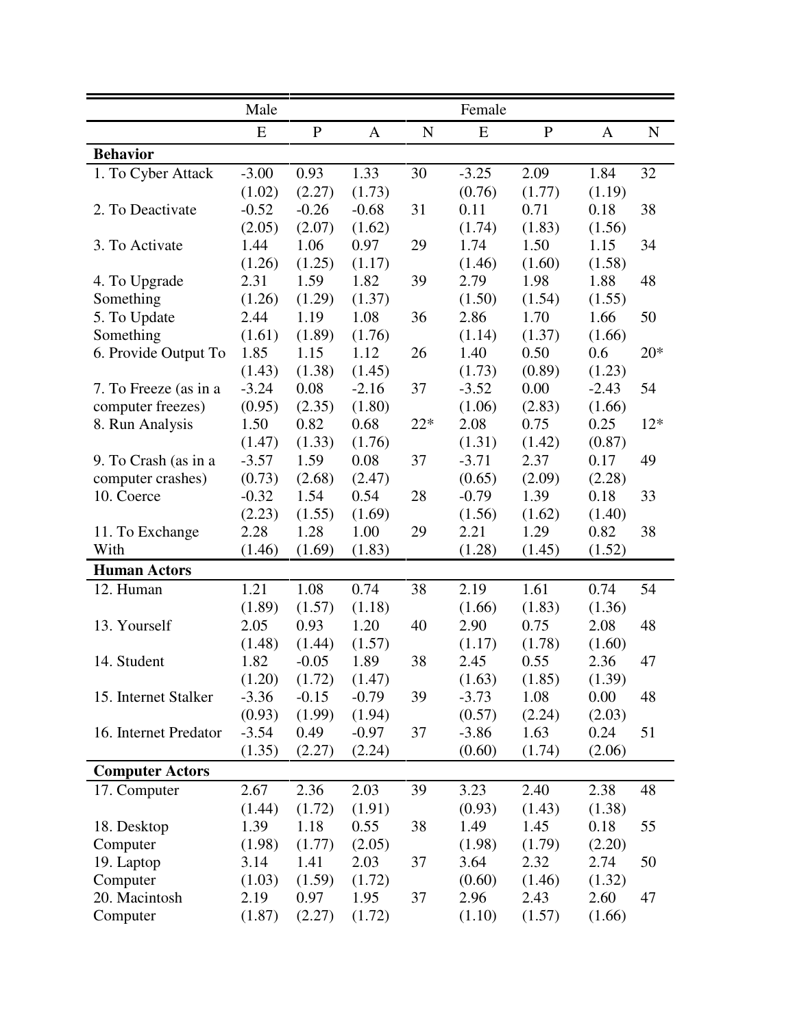| | Male | | | | Female | | | |
|---|---|---|---|---|---|---|---|---|
| | E | P | A | N | E | P | A | N |
| **Behavior** | | | | | | | | |
| 1. To Cyber Attack | -3.00 | 0.93 | 1.33 | 30 | -3.25 | 2.09 | 1.84 | 32 |
| | (1.02) | (2.27) | (1.73) | | (0.76) | (1.77) | (1.19) | |
| 2. To Deactivate | -0.52 | -0.26 | -0.68 | 31 | 0.11 | 0.71 | 0.18 | 38 |
| | (2.05) | (2.07) | (1.62) | | (1.74) | (1.83) | (1.56) | |
| 3. To Activate | 1.44 | 1.06 | 0.97 | 29 | 1.74 | 1.50 | 1.15 | 34 |
| | (1.26) | (1.25) | (1.17) | | (1.46) | (1.60) | (1.58) | |
| 4. To Upgrade Something | 2.31 | 1.59 | 1.82 | 39 | 2.79 | 1.98 | 1.88 | 48 |
| | (1.26) | (1.29) | (1.37) | | (1.50) | (1.54) | (1.55) | |
| 5. To Update Something | 2.44 | 1.19 | 1.08 | 36 | 2.86 | 1.70 | 1.66 | 50 |
| | (1.61) | (1.89) | (1.76) | | (1.14) | (1.37) | (1.66) | |
| 6. Provide Output To | 1.85 | 1.15 | 1.12 | 26 | 1.40 | 0.50 | 0.6 | 20* |
| | (1.43) | (1.38) | (1.45) | | (1.73) | (0.89) | (1.23) | |
| 7. To Freeze (as in a computer freezes) | -3.24 | 0.08 | -2.16 | 37 | -3.52 | 0.00 | -2.43 | 54 |
| | (0.95) | (2.35) | (1.80) | | (1.06) | (2.83) | (1.66) | |
| 8. Run Analysis | 1.50 | 0.82 | 0.68 | 22* | 2.08 | 0.75 | 0.25 | 12* |
| | (1.47) | (1.33) | (1.76) | | (1.31) | (1.42) | (0.87) | |
| 9. To Crash (as in a computer crashes) | -3.57 | 1.59 | 0.08 | 37 | -3.71 | 2.37 | 0.17 | 49 |
| | (0.73) | (2.68) | (2.47) | | (0.65) | (2.09) | (2.28) | |
| 10. Coerce | -0.32 | 1.54 | 0.54 | 28 | -0.79 | 1.39 | 0.18 | 33 |
| | (2.23) | (1.55) | (1.69) | | (1.56) | (1.62) | (1.40) | |
| 11. To Exchange With | 2.28 | 1.28 | 1.00 | 29 | 2.21 | 1.29 | 0.82 | 38 |
| | (1.46) | (1.69) | (1.83) | | (1.28) | (1.45) | (1.52) | |
| **Human Actors** | | | | | | | | |
| 12. Human | 1.21 | 1.08 | 0.74 | 38 | 2.19 | 1.61 | 0.74 | 54 |
| | (1.89) | (1.57) | (1.18) | | (1.66) | (1.83) | (1.36) | |
| 13. Yourself | 2.05 | 0.93 | 1.20 | 40 | 2.90 | 0.75 | 2.08 | 48 |
| | (1.48) | (1.44) | (1.57) | | (1.17) | (1.78) | (1.60) | |
| 14. Student | 1.82 | -0.05 | 1.89 | 38 | 2.45 | 0.55 | 2.36 | 47 |
| | (1.20) | (1.72) | (1.47) | | (1.63) | (1.85) | (1.39) | |
| 15. Internet Stalker | -3.36 | -0.15 | -0.79 | 39 | -3.73 | 1.08 | 0.00 | 48 |
| | (0.93) | (1.99) | (1.94) | | (0.57) | (2.24) | (2.03) | |
| 16. Internet Predator | -3.54 | 0.49 | -0.97 | 37 | -3.86 | 1.63 | 0.24 | 51 |
| | (1.35) | (2.27) | (2.24) | | (0.60) | (1.74) | (2.06) | |
| **Computer Actors** | | | | | | | | |
| 17. Computer | 2.67 | 2.36 | 2.03 | 39 | 3.23 | 2.40 | 2.38 | 48 |
| | (1.44) | (1.72) | (1.91) | | (0.93) | (1.43) | (1.38) | |
| 18. Desktop Computer | 1.39 | 1.18 | 0.55 | 38 | 1.49 | 1.45 | 0.18 | 55 |
| | (1.98) | (1.77) | (2.05) | | (1.98) | (1.79) | (2.20) | |
| 19. Laptop Computer | 3.14 | 1.41 | 2.03 | 37 | 3.64 | 2.32 | 2.74 | 50 |
| | (1.03) | (1.59) | (1.72) | | (0.60) | (1.46) | (1.32) | |
| 20. Macintosh Computer | 2.19 | 0.97 | 1.95 | 37 | 2.96 | 2.43 | 2.60 | 47 |
| | (1.87) | (2.27) | (1.72) | | (1.10) | (1.57) | (1.66) | |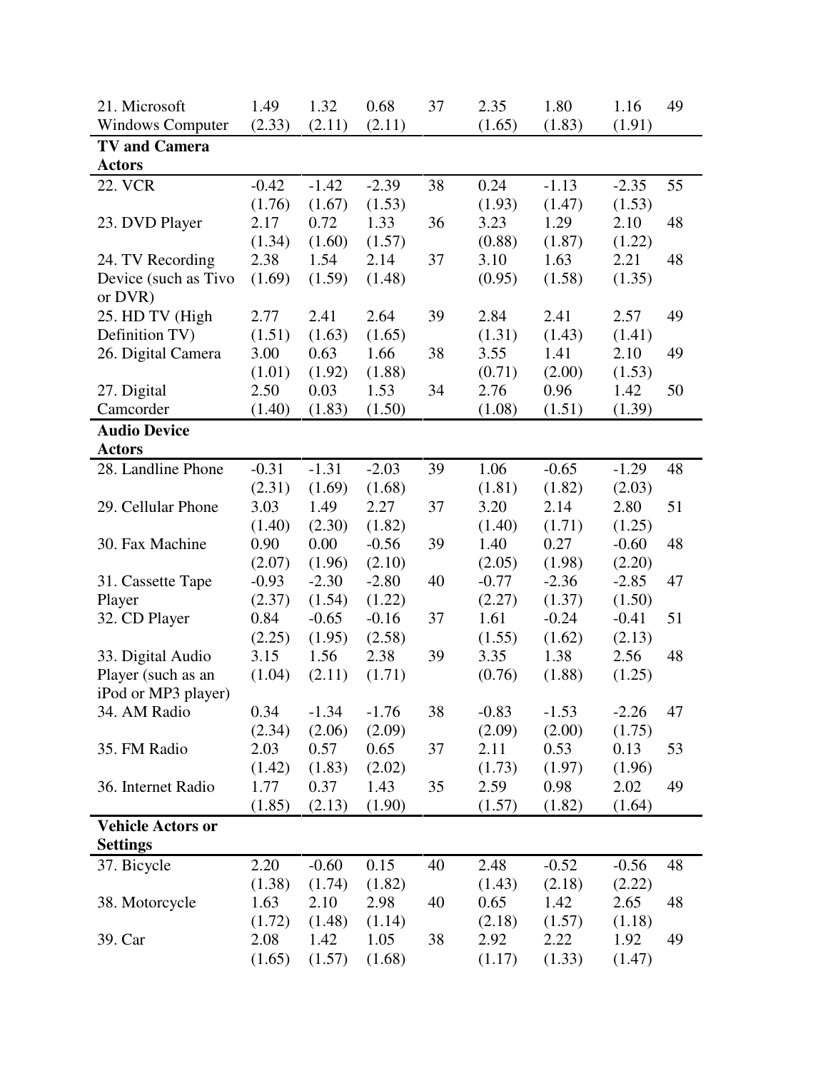| | | | | | | | | |
|---|---|---|---|---|---|---|---|---|
| 21. Microsoft Windows Computer | 1.49 (2.33) | 1.32 (2.11) | 0.68 (2.11) | 37 | 2.35 (1.65) | 1.80 (1.83) | 1.16 (1.91) | 49 |
| **TV and Camera Actors** | | | | | | | | |
| 22. VCR | -0.42 (1.76) | -1.42 (1.67) | -2.39 (1.53) | 38 | 0.24 (1.93) | -1.13 (1.47) | -2.35 (1.53) | 55 |
| 23. DVD Player | 2.17 (1.34) | 0.72 (1.60) | 1.33 (1.57) | 36 | 3.23 (0.88) | 1.29 (1.87) | 2.10 (1.22) | 48 |
| 24. TV Recording Device (such as Tivo or DVR) | 2.38 (1.69) | 1.54 (1.59) | 2.14 (1.48) | 37 | 3.10 (0.95) | 1.63 (1.58) | 2.21 (1.35) | 48 |
| 25. HD TV (High Definition TV) | 2.77 (1.51) | 2.41 (1.63) | 2.64 (1.65) | 39 | 2.84 (1.31) | 2.41 (1.43) | 2.57 (1.41) | 49 |
| 26. Digital Camera | 3.00 (1.01) | 0.63 (1.92) | 1.66 (1.88) | 38 | 3.55 (0.71) | 1.41 (2.00) | 2.10 (1.53) | 49 |
| 27. Digital Camcorder | 2.50 (1.40) | 0.03 (1.83) | 1.53 (1.50) | 34 | 2.76 (1.08) | 0.96 (1.51) | 1.42 (1.39) | 50 |
| **Audio Device Actors** | | | | | | | | |
| 28. Landline Phone | -0.31 (2.31) | -1.31 (1.69) | -2.03 (1.68) | 39 | 1.06 (1.81) | -0.65 (1.82) | -1.29 (2.03) | 48 |
| 29. Cellular Phone | 3.03 (1.40) | 1.49 (2.30) | 2.27 (1.82) | 37 | 3.20 (1.40) | 2.14 (1.71) | 2.80 (1.25) | 51 |
| 30. Fax Machine | 0.90 (2.07) | 0.00 (1.96) | -0.56 (2.10) | 39 | 1.40 (2.05) | 0.27 (1.98) | -0.60 (2.20) | 48 |
| 31. Cassette Tape Player | -0.93 (2.37) | -2.30 (1.54) | -2.80 (1.22) | 40 | -0.77 (2.27) | -2.36 (1.37) | -2.85 (1.50) | 47 |
| 32. CD Player | 0.84 (2.25) | -0.65 (1.95) | -0.16 (2.58) | 37 | 1.61 (1.55) | -0.24 (1.62) | -0.41 (2.13) | 51 |
| 33. Digital Audio Player (such as an iPod or MP3 player) | 3.15 (1.04) | 1.56 (2.11) | 2.38 (1.71) | 39 | 3.35 (0.76) | 1.38 (1.88) | 2.56 (1.25) | 48 |
| 34. AM Radio | 0.34 (2.34) | -1.34 (2.06) | -1.76 (2.09) | 38 | -0.83 (2.09) | -1.53 (2.00) | -2.26 (1.75) | 47 |
| 35. FM Radio | 2.03 (1.42) | 0.57 (1.83) | 0.65 (2.02) | 37 | 2.11 (1.73) | 0.53 (1.97) | 0.13 (1.96) | 53 |
| 36. Internet Radio | 1.77 (1.85) | 0.37 (2.13) | 1.43 (1.90) | 35 | 2.59 (1.57) | 0.98 (1.82) | 2.02 (1.64) | 49 |
| **Vehicle Actors or Settings** | | | | | | | | |
| 37. Bicycle | 2.20 (1.38) | -0.60 (1.74) | 0.15 (1.82) | 40 | 2.48 (1.43) | -0.52 (2.18) | -0.56 (2.22) | 48 |
| 38. Motorcycle | 1.63 (1.72) | 2.10 (1.48) | 2.98 (1.14) | 40 | 0.65 (2.18) | 1.42 (1.57) | 2.65 (1.18) | 48 |
| 39. Car | 2.08 (1.65) | 1.42 (1.57) | 1.05 (1.68) | 38 | 2.92 (1.17) | 2.22 (1.33) | 1.92 (1.47) | 49 |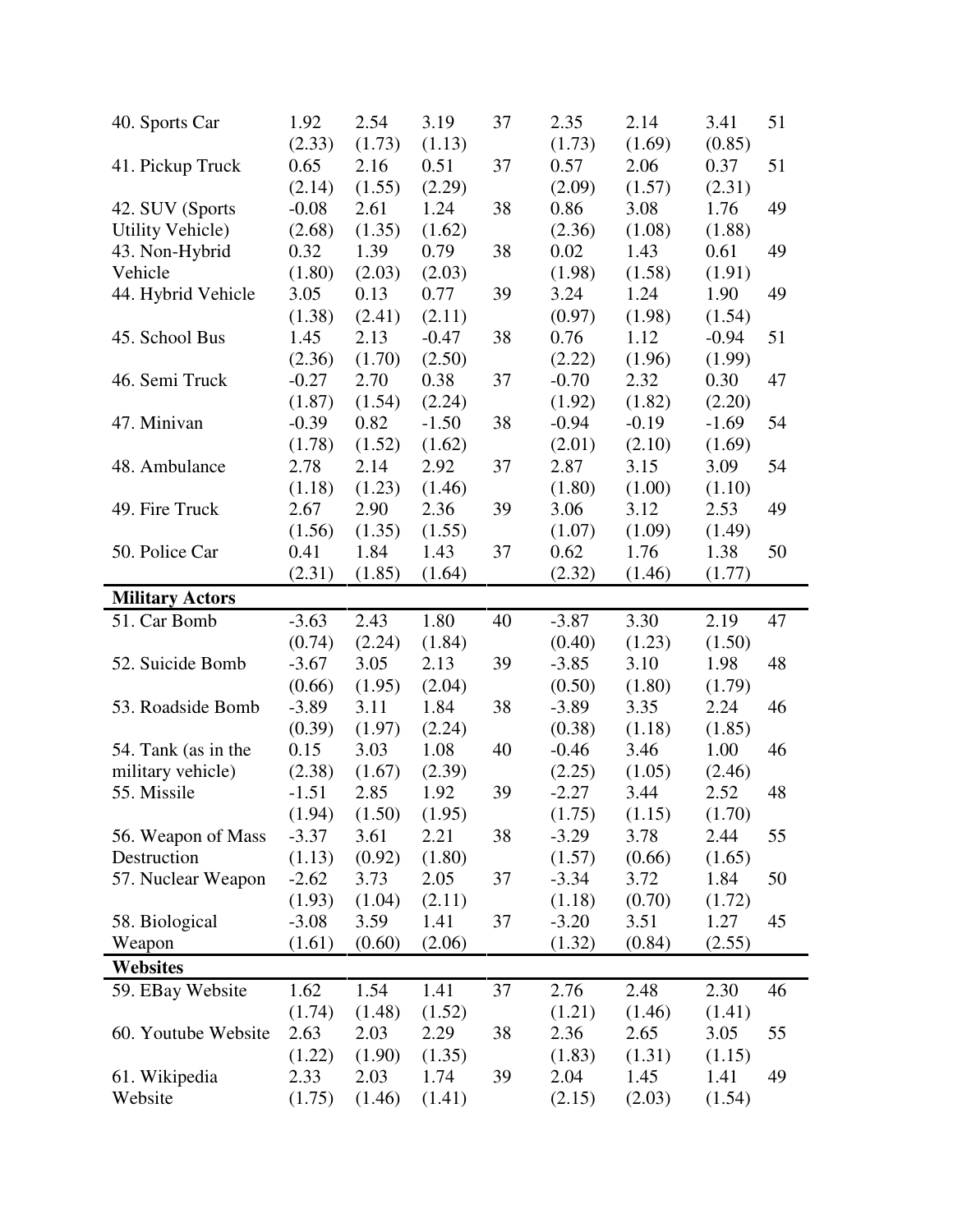| | | | | | | | | |
|---|---|---|---|---|---|---|---|---|
| 40. Sports Car | 1.92<br>(2.33) | 2.54<br>(1.73) | 3.19<br>(1.13) | 37 | 2.35<br>(1.73) | 2.14<br>(1.69) | 3.41<br>(0.85) | 51 |
| 41. Pickup Truck | 0.65<br>(2.14) | 2.16<br>(1.55) | 0.51<br>(2.29) | 37 | 0.57<br>(2.09) | 2.06<br>(1.57) | 0.37<br>(2.31) | 51 |
| 42. SUV (Sports Utility Vehicle) | -0.08<br>(2.68) | 2.61<br>(1.35) | 1.24<br>(1.62) | 38 | 0.86<br>(2.36) | 3.08<br>(1.08) | 1.76<br>(1.88) | 49 |
| 43. Non-Hybrid Vehicle | 0.32<br>(1.80) | 1.39<br>(2.03) | 0.79<br>(2.03) | 38 | 0.02<br>(1.98) | 1.43<br>(1.58) | 0.61<br>(1.91) | 49 |
| 44. Hybrid Vehicle | 3.05<br>(1.38) | 0.13<br>(2.41) | 0.77<br>(2.11) | 39 | 3.24<br>(0.97) | 1.24<br>(1.98) | 1.90<br>(1.54) | 49 |
| 45. School Bus | 1.45<br>(2.36) | 2.13<br>(1.70) | -0.47<br>(2.50) | 38 | 0.76<br>(2.22) | 1.12<br>(1.96) | -0.94<br>(1.99) | 51 |
| 46. Semi Truck | -0.27<br>(1.87) | 2.70<br>(1.54) | 0.38<br>(2.24) | 37 | -0.70<br>(1.92) | 2.32<br>(1.82) | 0.30<br>(2.20) | 47 |
| 47. Minivan | -0.39<br>(1.78) | 0.82<br>(1.52) | -1.50<br>(1.62) | 38 | -0.94<br>(2.01) | -0.19<br>(2.10) | -1.69<br>(1.69) | 54 |
| 48. Ambulance | 2.78<br>(1.18) | 2.14<br>(1.23) | 2.92<br>(1.46) | 37 | 2.87<br>(1.80) | 3.15<br>(1.00) | 3.09<br>(1.10) | 54 |
| 49. Fire Truck | 2.67<br>(1.56) | 2.90<br>(1.35) | 2.36<br>(1.55) | 39 | 3.06<br>(1.07) | 3.12<br>(1.09) | 2.53<br>(1.49) | 49 |
| 50. Police Car | 0.41<br>(2.31) | 1.84<br>(1.85) | 1.43<br>(1.64) | 37 | 0.62<br>(2.32) | 1.76<br>(1.46) | 1.38<br>(1.77) | 50 |
| **Military Actors** | | | | | | | | |
| 51. Car Bomb | -3.63<br>(0.74) | 2.43<br>(2.24) | 1.80<br>(1.84) | 40 | -3.87<br>(0.40) | 3.30<br>(1.23) | 2.19<br>(1.50) | 47 |
| 52. Suicide Bomb | -3.67<br>(0.66) | 3.05<br>(1.95) | 2.13<br>(2.04) | 39 | -3.85<br>(0.50) | 3.10<br>(1.80) | 1.98<br>(1.79) | 48 |
| 53. Roadside Bomb | -3.89<br>(0.39) | 3.11<br>(1.97) | 1.84<br>(2.24) | 38 | -3.89<br>(0.38) | 3.35<br>(1.18) | 2.24<br>(1.85) | 46 |
| 54. Tank (as in the military vehicle) | 0.15<br>(2.38) | 3.03<br>(1.67) | 1.08<br>(2.39) | 40 | -0.46<br>(2.25) | 3.46<br>(1.05) | 1.00<br>(2.46) | 46 |
| 55. Missile | -1.51<br>(1.94) | 2.85<br>(1.50) | 1.92<br>(1.95) | 39 | -2.27<br>(1.75) | 3.44<br>(1.15) | 2.52<br>(1.70) | 48 |
| 56. Weapon of Mass Destruction | -3.37<br>(1.13) | 3.61<br>(0.92) | 2.21<br>(1.80) | 38 | -3.29<br>(1.57) | 3.78<br>(0.66) | 2.44<br>(1.65) | 55 |
| 57. Nuclear Weapon | -2.62<br>(1.93) | 3.73<br>(1.04) | 2.05<br>(2.11) | 37 | -3.34<br>(1.18) | 3.72<br>(0.70) | 1.84<br>(1.72) | 50 |
| 58. Biological Weapon | -3.08<br>(1.61) | 3.59<br>(0.60) | 1.41<br>(2.06) | 37 | -3.20<br>(1.32) | 3.51<br>(0.84) | 1.27<br>(2.55) | 45 |
| **Websites** | | | | | | | | |
| 59. EBay Website | 1.62<br>(1.74) | 1.54<br>(1.48) | 1.41<br>(1.52) | 37 | 2.76<br>(1.21) | 2.48<br>(1.46) | 2.30<br>(1.41) | 46 |
| 60. Youtube Website | 2.63<br>(1.22) | 2.03<br>(1.90) | 2.29<br>(1.35) | 38 | 2.36<br>(1.83) | 2.65<br>(1.31) | 3.05<br>(1.15) | 55 |
| 61. Wikipedia Website | 2.33<br>(1.75) | 2.03<br>(1.46) | 1.74<br>(1.41) | 39 | 2.04<br>(2.15) | 1.45<br>(2.03) | 1.41<br>(1.54) | 49 |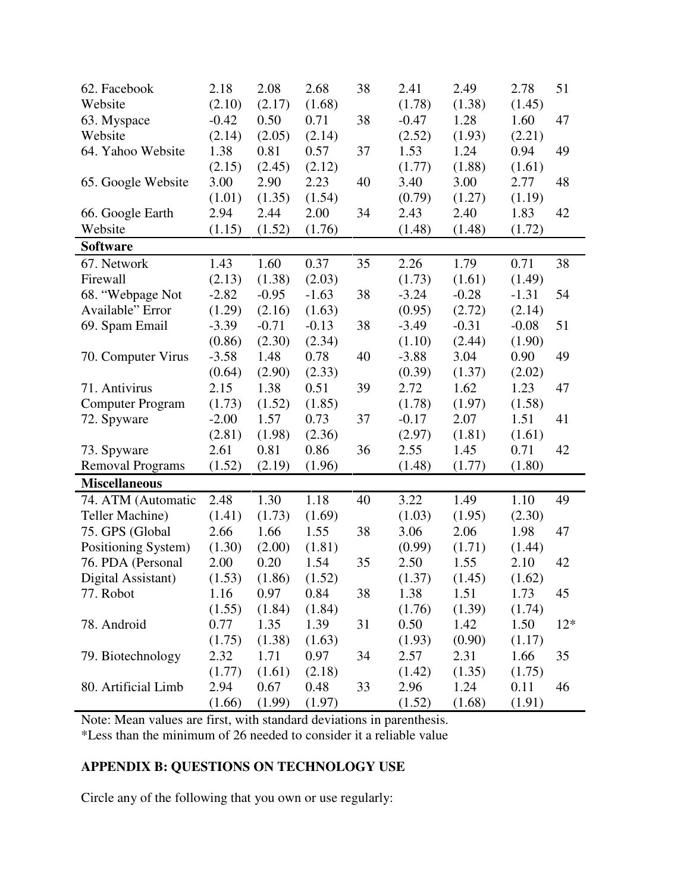| | | | | | | | | |
|---|---|---|---|---|---|---|---|---|
| 62. Facebook Website | 2.18 (2.10) | 2.08 (2.17) | 2.68 (1.68) | 38 | 2.41 (1.78) | 2.49 (1.38) | 2.78 (1.45) | 51 |
| 63. Myspace Website | -0.42 (2.14) | 0.50 (2.05) | 0.71 (2.14) | 38 | -0.47 (2.52) | 1.28 (1.93) | 1.60 (2.21) | 47 |
| 64. Yahoo Website | 1.38 (2.15) | 0.81 (2.45) | 0.57 (2.12) | 37 | 1.53 (1.77) | 1.24 (1.88) | 0.94 (1.61) | 49 |
| 65. Google Website | 3.00 (1.01) | 2.90 (1.35) | 2.23 (1.54) | 40 | 3.40 (0.79) | 3.00 (1.27) | 2.77 (1.19) | 48 |
| 66. Google Earth Website | 2.94 (1.15) | 2.44 (1.52) | 2.00 (1.76) | 34 | 2.43 (1.48) | 2.40 (1.48) | 1.83 (1.72) | 42 |
| **Software** | | | | | | | | |
| 67. Network Firewall | 1.43 (2.13) | 1.60 (1.38) | 0.37 (2.03) | 35 | 2.26 (1.73) | 1.79 (1.61) | 0.71 (1.49) | 38 |
| 68. "Webpage Not Available" Error | -2.82 (1.29) | -0.95 (2.16) | -1.63 (1.63) | 38 | -3.24 (0.95) | -0.28 (2.72) | -1.31 (2.14) | 54 |
| 69. Spam Email | -3.39 (0.86) | -0.71 (2.30) | -0.13 (2.34) | 38 | -3.49 (1.10) | -0.31 (2.44) | -0.08 (1.90) | 51 |
| 70. Computer Virus | -3.58 (0.64) | 1.48 (2.90) | 0.78 (2.33) | 40 | -3.88 (0.39) | 3.04 (1.37) | 0.90 (2.02) | 49 |
| 71. Antivirus Computer Program | 2.15 (1.73) | 1.38 (1.52) | 0.51 (1.85) | 39 | 2.72 (1.78) | 1.62 (1.97) | 1.23 (1.58) | 47 |
| 72. Spyware | -2.00 (2.81) | 1.57 (1.98) | 0.73 (2.36) | 37 | -0.17 (2.97) | 2.07 (1.81) | 1.51 (1.61) | 41 |
| 73. Spyware Removal Programs | 2.61 (1.52) | 0.81 (2.19) | 0.86 (1.96) | 36 | 2.55 (1.48) | 1.45 (1.77) | 0.71 (1.80) | 42 |
| **Miscellaneous** | | | | | | | | |
| 74. ATM (Automatic Teller Machine) | 2.48 (1.41) | 1.30 (1.73) | 1.18 (1.69) | 40 | 3.22 (1.03) | 1.49 (1.95) | 1.10 (2.30) | 49 |
| 75. GPS (Global Positioning System) | 2.66 (1.30) | 1.66 (2.00) | 1.55 (1.81) | 38 | 3.06 (0.99) | 2.06 (1.71) | 1.98 (1.44) | 47 |
| 76. PDA (Personal Digital Assistant) | 2.00 (1.53) | 0.20 (1.86) | 1.54 (1.52) | 35 | 2.50 (1.37) | 1.55 (1.45) | 2.10 (1.62) | 42 |
| 77. Robot | 1.16 (1.55) | 0.97 (1.84) | 0.84 (1.84) | 38 | 1.38 (1.76) | 1.51 (1.39) | 1.73 (1.74) | 45 |
| 78. Android | 0.77 (1.75) | 1.35 (1.38) | 1.39 (1.63) | 31 | 0.50 (1.93) | 1.42 (0.90) | 1.50 (1.17) | 12* |
| 79. Biotechnology | 2.32 (1.77) | 1.71 (1.61) | 0.97 (2.18) | 34 | 2.57 (1.42) | 2.31 (1.35) | 1.66 (1.75) | 35 |
| 80. Artificial Limb | 2.94 (1.66) | 0.67 (1.99) | 0.48 (1.97) | 33 | 2.96 (1.52) | 1.24 (1.68) | 0.11 (1.91) | 46 |

Note: Mean values are first, with standard deviations in parenthesis.
*Less than the minimum of 26 needed to consider it a reliable value

## APPENDIX B: QUESTIONS ON TECHNOLOGY USE

Circle any of the following that you own or use regularly: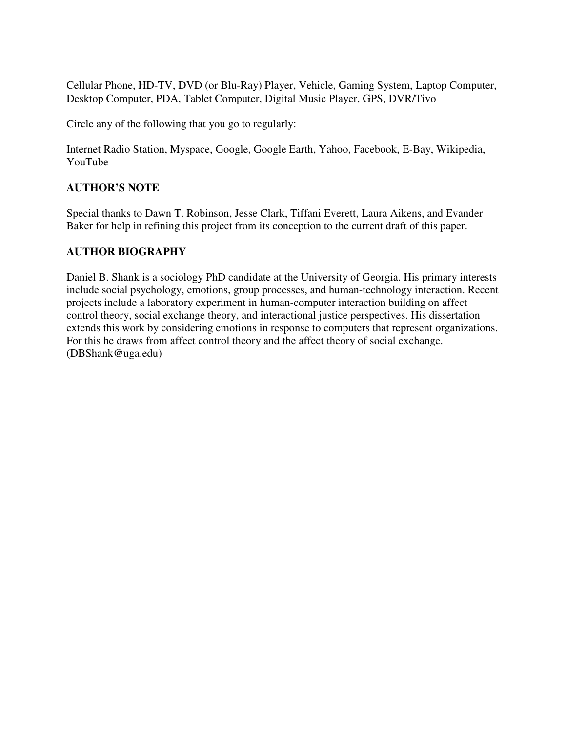Cellular Phone, HD-TV, DVD (or Blu-Ray) Player, Vehicle, Gaming System, Laptop Computer, Desktop Computer, PDA, Tablet Computer, Digital Music Player, GPS, DVR/Tivo

Circle any of the following that you go to regularly:

Internet Radio Station, Myspace, Google, Google Earth, Yahoo, Facebook, E-Bay, Wikipedia, YouTube

## AUTHOR'S NOTE

Special thanks to Dawn T. Robinson, Jesse Clark, Tiffani Everett, Laura Aikens, and Evander Baker for help in refining this project from its conception to the current draft of this paper.

## AUTHOR BIOGRAPHY

Daniel B. Shank is a sociology PhD candidate at the University of Georgia. His primary interests include social psychology, emotions, group processes, and human-technology interaction. Recent projects include a laboratory experiment in human-computer interaction building on affect control theory, social exchange theory, and interactional justice perspectives. His dissertation extends this work by considering emotions in response to computers that represent organizations. For this he draws from affect control theory and the affect theory of social exchange. (DBShank@uga.edu)